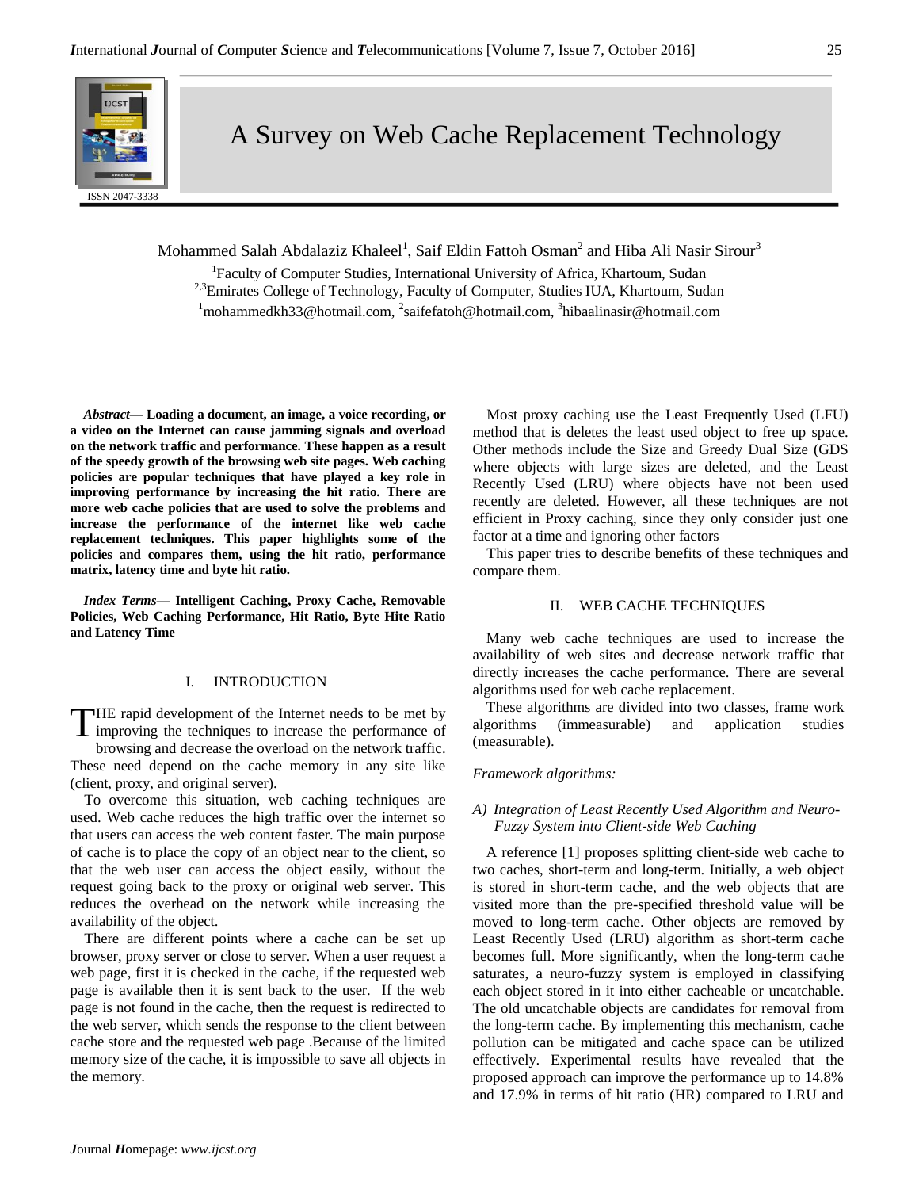# A Survey on Web Cache Replacement Technology

Mohammed Salah Abdalaziz Khaleel[1], Saif Eldin Fattoh Osman[2] and Hiba Ali Nasir Sirour[3]

[1]Faculty of Computer Studies, International University of Africa, Khartoum, Sudan
[2,3]Emirates College of Technology, Faculty of Computer, Studies IUA, Khartoum, Sudan
[1]mohammedkh33@hotmail.com, [2]saifefatoh@hotmail.com, [3]hibaalinasir@hotmail.com

***Abstract*— Loading a document, an image, a voice recording, or a video on the Internet can cause jamming signals and overload on the network traffic and performance. These happen as a result of the speedy growth of the browsing web site pages. Web caching policies are popular techniques that have played a key role in improving performance by increasing the hit ratio. There are more web cache policies that are used to solve the problems and increase the performance of the internet like web cache replacement techniques. This paper highlights some of the policies and compares them, using the hit ratio, performance matrix, latency time and byte hit ratio.**

***Index Terms*— Intelligent Caching, Proxy Cache, Removable Policies, Web Caching Performance, Hit Ratio, Byte Hite Ratio and Latency Time**

## I. INTRODUCTION

THE rapid development of the Internet needs to be met by improving the techniques to increase the performance of browsing and decrease the overload on the network traffic. These need depend on the cache memory in any site like (client, proxy, and original server).

To overcome this situation, web caching techniques are used. Web cache reduces the high traffic over the internet so that users can access the web content faster. The main purpose of cache is to place the copy of an object near to the client, so that the web user can access the object easily, without the request going back to the proxy or original web server. This reduces the overhead on the network while increasing the availability of the object.

There are different points where a cache can be set up browser, proxy server or close to server. When a user request a web page, first it is checked in the cache, if the requested web page is available then it is sent back to the user. If the web page is not found in the cache, then the request is redirected to the web server, which sends the response to the client between cache store and the requested web page .Because of the limited memory size of the cache, it is impossible to save all objects in the memory.

Most proxy caching use the Least Frequently Used (LFU) method that is deletes the least used object to free up space. Other methods include the Size and Greedy Dual Size (GDS where objects with large sizes are deleted, and the Least Recently Used (LRU) where objects have not been used recently are deleted. However, all these techniques are not efficient in Proxy caching, since they only consider just one factor at a time and ignoring other factors

This paper tries to describe benefits of these techniques and compare them.

## II. WEB CACHE TECHNIQUES

Many web cache techniques are used to increase the availability of web sites and decrease network traffic that directly increases the cache performance. There are several algorithms used for web cache replacement.

These algorithms are divided into two classes, frame work algorithms (immeasurable) and application studies (measurable).

*Framework algorithms:*

### *A) Integration of Least Recently Used Algorithm and Neuro-Fuzzy System into Client-side Web Caching*

A reference [1] proposes splitting client-side web cache to two caches, short-term and long-term. Initially, a web object is stored in short-term cache, and the web objects that are visited more than the pre-specified threshold value will be moved to long-term cache. Other objects are removed by Least Recently Used (LRU) algorithm as short-term cache becomes full. More significantly, when the long-term cache saturates, a neuro-fuzzy system is employed in classifying each object stored in it into either cacheable or uncatchable. The old uncatchable objects are candidates for removal from the long-term cache. By implementing this mechanism, cache pollution can be mitigated and cache space can be utilized effectively. Experimental results have revealed that the proposed approach can improve the performance up to 14.8% and 17.9% in terms of hit ratio (HR) compared to LRU and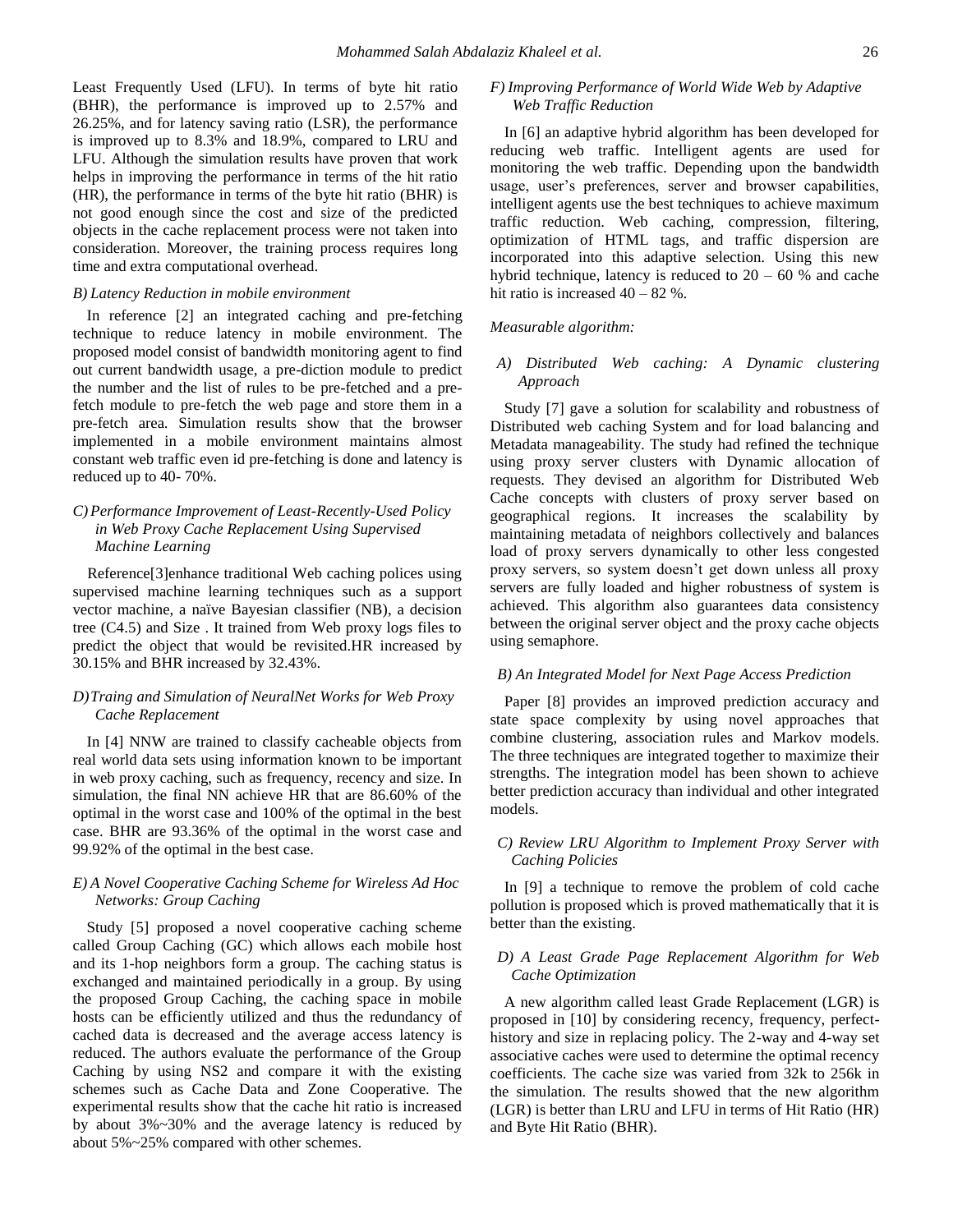Least Frequently Used (LFU). In terms of byte hit ratio (BHR), the performance is improved up to 2.57% and 26.25%, and for latency saving ratio (LSR), the performance is improved up to 8.3% and 18.9%, compared to LRU and LFU. Although the simulation results have proven that work helps in improving the performance in terms of the hit ratio (HR), the performance in terms of the byte hit ratio (BHR) is not good enough since the cost and size of the predicted objects in the cache replacement process were not taken into consideration. Moreover, the training process requires long time and extra computational overhead.

### *B) Latency Reduction in mobile environment*

In reference [2] an integrated caching and pre-fetching technique to reduce latency in mobile environment. The proposed model consist of bandwidth monitoring agent to find out current bandwidth usage, a pre-diction module to predict the number and the list of rules to be pre-fetched and a pre-fetch module to pre-fetch the web page and store them in a pre-fetch area. Simulation results show that the browser implemented in a mobile environment maintains almost constant web traffic even id pre-fetching is done and latency is reduced up to 40- 70%.

### *C) Performance Improvement of Least-Recently-Used Policy in Web Proxy Cache Replacement Using Supervised Machine Learning*

Reference[3]enhance traditional Web caching polices using supervised machine learning techniques such as a support vector machine, a naïve Bayesian classifier (NB), a decision tree (C4.5) and Size . It trained from Web proxy logs files to predict the object that would be revisited.HR increased by 30.15% and BHR increased by 32.43%.

### *D) Traing and Simulation of NeuralNet Works for Web Proxy Cache Replacement*

In [4] NNW are trained to classify cacheable objects from real world data sets using information known to be important in web proxy caching, such as frequency, recency and size. In simulation, the final NN achieve HR that are 86.60% of the optimal in the worst case and 100% of the optimal in the best case. BHR are 93.36% of the optimal in the worst case and 99.92% of the optimal in the best case.

### *E) A Novel Cooperative Caching Scheme for Wireless Ad Hoc Networks: Group Caching*

Study [5] proposed a novel cooperative caching scheme called Group Caching (GC) which allows each mobile host and its 1-hop neighbors form a group. The caching status is exchanged and maintained periodically in a group. By using the proposed Group Caching, the caching space in mobile hosts can be efficiently utilized and thus the redundancy of cached data is decreased and the average access latency is reduced. The authors evaluate the performance of the Group Caching by using NS2 and compare it with the existing schemes such as Cache Data and Zone Cooperative. The experimental results show that the cache hit ratio is increased by about 3%~30% and the average latency is reduced by about 5%~25% compared with other schemes.

### *F) Improving Performance of World Wide Web by Adaptive Web Traffic Reduction*

In [6] an adaptive hybrid algorithm has been developed for reducing web traffic. Intelligent agents are used for monitoring the web traffic. Depending upon the bandwidth usage, user's preferences, server and browser capabilities, intelligent agents use the best techniques to achieve maximum traffic reduction. Web caching, compression, filtering, optimization of HTML tags, and traffic dispersion are incorporated into this adaptive selection. Using this new hybrid technique, latency is reduced to 20 – 60 % and cache hit ratio is increased 40 – 82 %.

*Measurable algorithm:*

### *A) Distributed Web caching: A Dynamic clustering Approach*

Study [7] gave a solution for scalability and robustness of Distributed web caching System and for load balancing and Metadata manageability. The study had refined the technique using proxy server clusters with Dynamic allocation of requests. They devised an algorithm for Distributed Web Cache concepts with clusters of proxy server based on geographical regions. It increases the scalability by maintaining metadata of neighbors collectively and balances load of proxy servers dynamically to other less congested proxy servers, so system doesn't get down unless all proxy servers are fully loaded and higher robustness of system is achieved. This algorithm also guarantees data consistency between the original server object and the proxy cache objects using semaphore.

### *B) An Integrated Model for Next Page Access Prediction*

Paper [8] provides an improved prediction accuracy and state space complexity by using novel approaches that combine clustering, association rules and Markov models. The three techniques are integrated together to maximize their strengths. The integration model has been shown to achieve better prediction accuracy than individual and other integrated models.

### *C) Review LRU Algorithm to Implement Proxy Server with Caching Policies*

In [9] a technique to remove the problem of cold cache pollution is proposed which is proved mathematically that it is better than the existing.

### *D) A Least Grade Page Replacement Algorithm for Web Cache Optimization*

A new algorithm called least Grade Replacement (LGR) is proposed in [10] by considering recency, frequency, perfect-history and size in replacing policy. The 2-way and 4-way set associative caches were used to determine the optimal recency coefficients. The cache size was varied from 32k to 256k in the simulation. The results showed that the new algorithm (LGR) is better than LRU and LFU in terms of Hit Ratio (HR) and Byte Hit Ratio (BHR).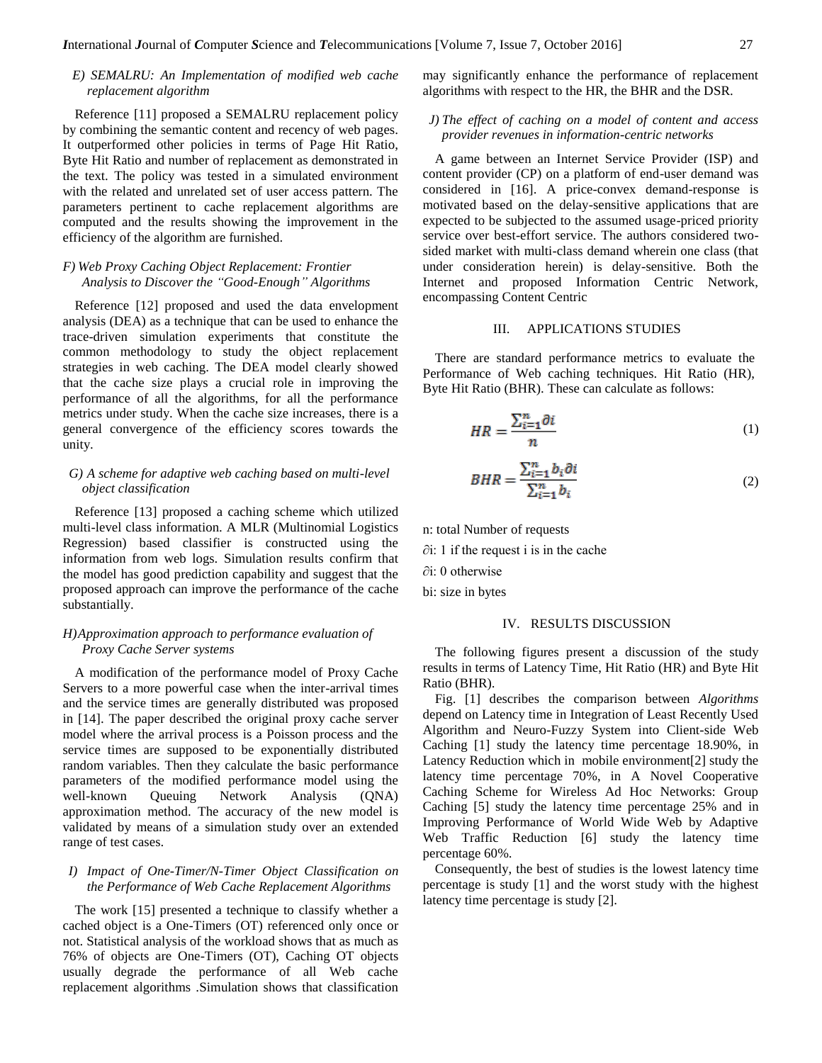### E) SEMALRU: An Implementation of modified web cache replacement algorithm

Reference [11] proposed a SEMALRU replacement policy by combining the semantic content and recency of web pages. It outperformed other policies in terms of Page Hit Ratio, Byte Hit Ratio and number of replacement as demonstrated in the text. The policy was tested in a simulated environment with the related and unrelated set of user access pattern. The parameters pertinent to cache replacement algorithms are computed and the results showing the improvement in the efficiency of the algorithm are furnished.

### F) Web Proxy Caching Object Replacement: Frontier Analysis to Discover the "Good-Enough" Algorithms

Reference [12] proposed and used the data envelopment analysis (DEA) as a technique that can be used to enhance the trace-driven simulation experiments that constitute the common methodology to study the object replacement strategies in web caching. The DEA model clearly showed that the cache size plays a crucial role in improving the performance of all the algorithms, for all the performance metrics under study. When the cache size increases, there is a general convergence of the efficiency scores towards the unity.

### G) A scheme for adaptive web caching based on multi-level object classification

Reference [13] proposed a caching scheme which utilized multi-level class information. A MLR (Multinomial Logistics Regression) based classifier is constructed using the information from web logs. Simulation results confirm that the model has good prediction capability and suggest that the proposed approach can improve the performance of the cache substantially.

### H) Approximation approach to performance evaluation of Proxy Cache Server systems

A modification of the performance model of Proxy Cache Servers to a more powerful case when the inter-arrival times and the service times are generally distributed was proposed in [14]. The paper described the original proxy cache server model where the arrival process is a Poisson process and the service times are supposed to be exponentially distributed random variables. Then they calculate the basic performance parameters of the modified performance model using the well-known Queuing Network Analysis (QNA) approximation method. The accuracy of the new model is validated by means of a simulation study over an extended range of test cases.

### I) Impact of One-Timer/N-Timer Object Classification on the Performance of Web Cache Replacement Algorithms

The work [15] presented a technique to classify whether a cached object is a One-Timers (OT) referenced only once or not. Statistical analysis of the workload shows that as much as 76% of objects are One-Timers (OT), Caching OT objects usually degrade the performance of all Web cache replacement algorithms .Simulation shows that classification may significantly enhance the performance of replacement algorithms with respect to the HR, the BHR and the DSR.

### J) The effect of caching on a model of content and access provider revenues in information-centric networks

A game between an Internet Service Provider (ISP) and content provider (CP) on a platform of end-user demand was considered in [16]. A price-convex demand-response is motivated based on the delay-sensitive applications that are expected to be subjected to the assumed usage-priced priority service over best-effort service. The authors considered two-sided market with multi-class demand wherein one class (that under consideration herein) is delay-sensitive. Both the Internet and proposed Information Centric Network, encompassing Content Centric

## III. APPLICATIONS STUDIES

There are standard performance metrics to evaluate the Performance of Web caching techniques. Hit Ratio (HR), Byte Hit Ratio (BHR). These can calculate as follows:

$$HR = \frac{\sum_{i=1}^{n} \partial i}{n} \quad (1)$$

$$BHR = \frac{\sum_{i=1}^{n} b_i \partial i}{\sum_{i=1}^{n} b_i} \quad (2)$$

n: total Number of requests

$\partial i$: 1 if the request i is in the cache

$\partial i$: 0 otherwise

bi: size in bytes

## IV. RESULTS DISCUSSION

The following figures present a discussion of the study results in terms of Latency Time, Hit Ratio (HR) and Byte Hit Ratio (BHR).

Fig. [1] describes the comparison between *Algorithms* depend on Latency time in Integration of Least Recently Used Algorithm and Neuro-Fuzzy System into Client-side Web Caching [1] study the latency time percentage 18.90%, in Latency Reduction which in mobile environment[2] study the latency time percentage 70%, in A Novel Cooperative Caching Scheme for Wireless Ad Hoc Networks: Group Caching [5] study the latency time percentage 25% and in Improving Performance of World Wide Web by Adaptive Web Traffic Reduction [6] study the latency time percentage 60%.

Consequently, the best of studies is the lowest latency time percentage is study [1] and the worst study with the highest latency time percentage is study [2].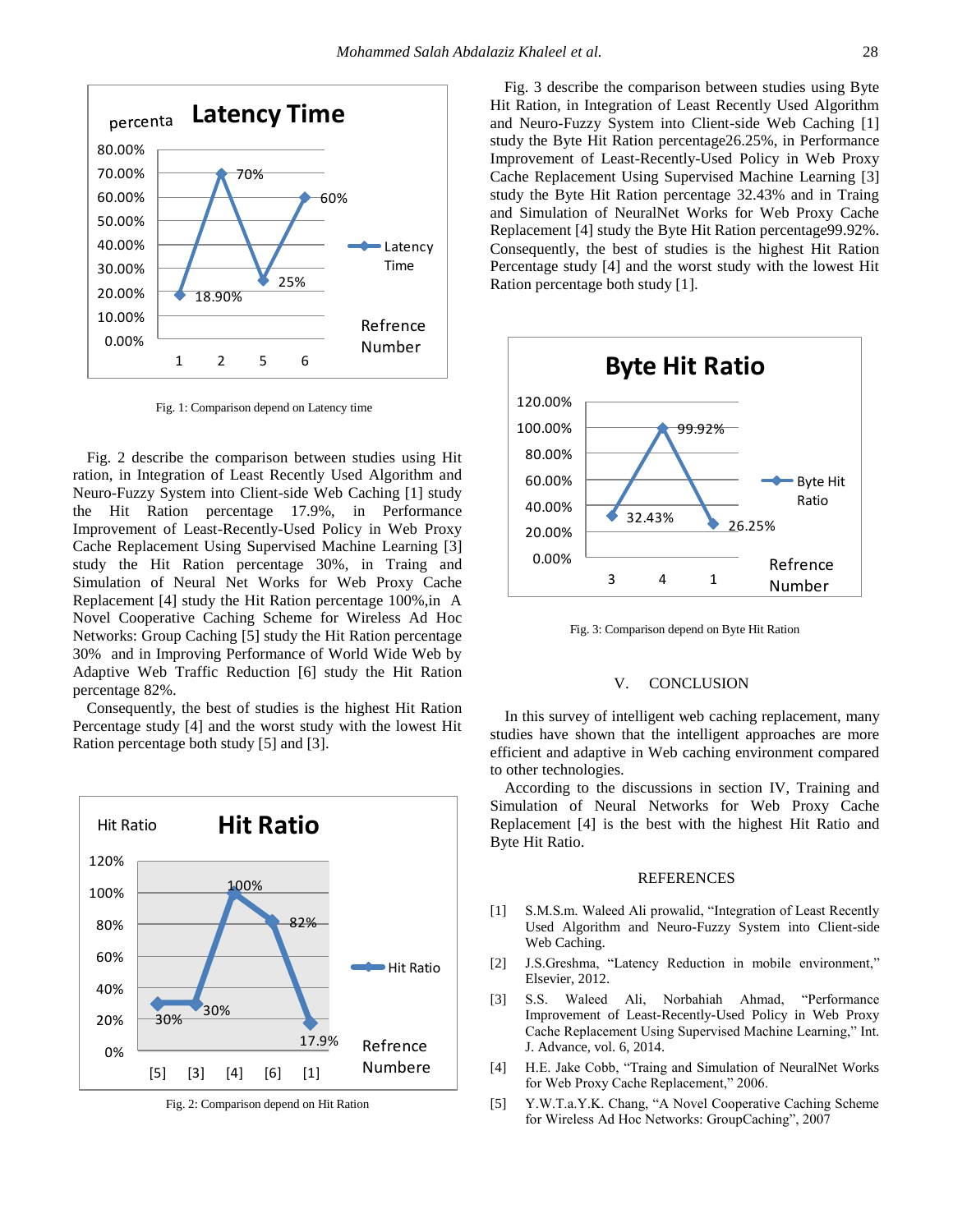Fig. 1: Comparison depend on Latency time

Fig. 2 describe the comparison between studies using Hit ration, in Integration of Least Recently Used Algorithm and Neuro-Fuzzy System into Client-side Web Caching [1] study the Hit Ration percentage 17.9%, in Performance Improvement of Least-Recently-Used Policy in Web Proxy Cache Replacement Using Supervised Machine Learning [3] study the Hit Ration percentage 30%, in Traing and Simulation of Neural Net Works for Web Proxy Cache Replacement [4] study the Hit Ration percentage 100%,in A Novel Cooperative Caching Scheme for Wireless Ad Hoc Networks: Group Caching [5] study the Hit Ration percentage 30% and in Improving Performance of World Wide Web by Adaptive Web Traffic Reduction [6] study the Hit Ration percentage 82%.

Consequently, the best of studies is the highest Hit Ration Percentage study [4] and the worst study with the lowest Hit Ration percentage both study [5] and [3].

Fig. 2: Comparison depend on Hit Ration

Fig. 3 describe the comparison between studies using Byte Hit Ration, in Integration of Least Recently Used Algorithm and Neuro-Fuzzy System into Client-side Web Caching [1] study the Byte Hit Ration percentage26.25%, in Performance Improvement of Least-Recently-Used Policy in Web Proxy Cache Replacement Using Supervised Machine Learning [3] study the Byte Hit Ration percentage 32.43% and in Traing and Simulation of NeuralNet Works for Web Proxy Cache Replacement [4] study the Byte Hit Ration percentage99.92%. Consequently, the best of studies is the highest Hit Ration Percentage study [4] and the worst study with the lowest Hit Ration percentage both study [1].

Fig. 3: Comparison depend on Byte Hit Ration

## V. CONCLUSION

In this survey of intelligent web caching replacement, many studies have shown that the intelligent approaches are more efficient and adaptive in Web caching environment compared to other technologies.

According to the discussions in section IV, Training and Simulation of Neural Networks for Web Proxy Cache Replacement [4] is the best with the highest Hit Ratio and Byte Hit Ratio.

## REFERENCES

[1] S.M.S.m. Waleed Ali prowalid, "Integration of Least Recently Used Algorithm and Neuro-Fuzzy System into Client-side Web Caching.

[2] J.S.Greshma, "Latency Reduction in mobile environment," Elsevier, 2012.

[3] S.S. Waleed Ali, Norbahiah Ahmad, "Performance Improvement of Least-Recently-Used Policy in Web Proxy Cache Replacement Using Supervised Machine Learning," Int. J. Advance, vol. 6, 2014.

[4] H.E. Jake Cobb, "Traing and Simulation of NeuralNet Works for Web Proxy Cache Replacement," 2006.

[5] Y.W.T.a.Y.K. Chang, "A Novel Cooperative Caching Scheme for Wireless Ad Hoc Networks: GroupCaching", 2007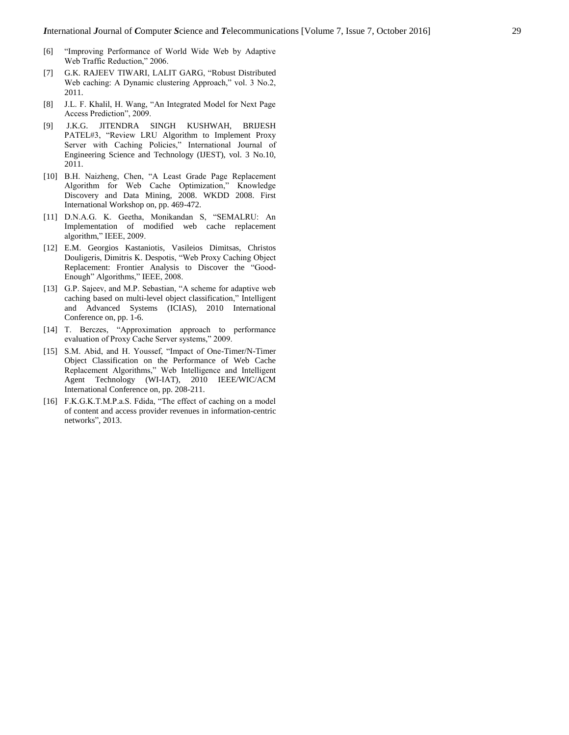[6] "Improving Performance of World Wide Web by Adaptive Web Traffic Reduction," 2006.

[7] G.K. RAJEEV TIWARI, LALIT GARG, "Robust Distributed Web caching: A Dynamic clustering Approach," vol. 3 No.2, 2011.

[8] J.L. F. Khalil, H. Wang, "An Integrated Model for Next Page Access Prediction", 2009.

[9] J.K.G. JITENDRA SINGH KUSHWAH, BRIJESH PATEL#3, "Review LRU Algorithm to Implement Proxy Server with Caching Policies," International Journal of Engineering Science and Technology (IJEST), vol. 3 No.10, 2011.

[10] B.H. Naizheng, Chen, "A Least Grade Page Replacement Algorithm for Web Cache Optimization," Knowledge Discovery and Data Mining, 2008. WKDD 2008. First International Workshop on, pp. 469-472.

[11] D.N.A.G. K. Geetha, Monikandan S, "SEMALRU: An Implementation of modified web cache replacement algorithm," IEEE, 2009.

[12] E.M. Georgios Kastaniotis, Vasileios Dimitsas, Christos Douligeris, Dimitris K. Despotis, "Web Proxy Caching Object Replacement: Frontier Analysis to Discover the "Good-Enough" Algorithms," IEEE, 2008.

[13] G.P. Sajeev, and M.P. Sebastian, "A scheme for adaptive web caching based on multi-level object classification," Intelligent and Advanced Systems (ICIAS), 2010 International Conference on, pp. 1-6.

[14] T. Berczes, "Approximation approach to performance evaluation of Proxy Cache Server systems," 2009.

[15] S.M. Abid, and H. Youssef, "Impact of One-Timer/N-Timer Object Classification on the Performance of Web Cache Replacement Algorithms," Web Intelligence and Intelligent Agent Technology (WI-IAT), 2010 IEEE/WIC/ACM International Conference on, pp. 208-211.

[16] F.K.G.K.T.M.P.a.S. Fdida, "The effect of caching on a model of content and access provider revenues in information-centric networks", 2013.